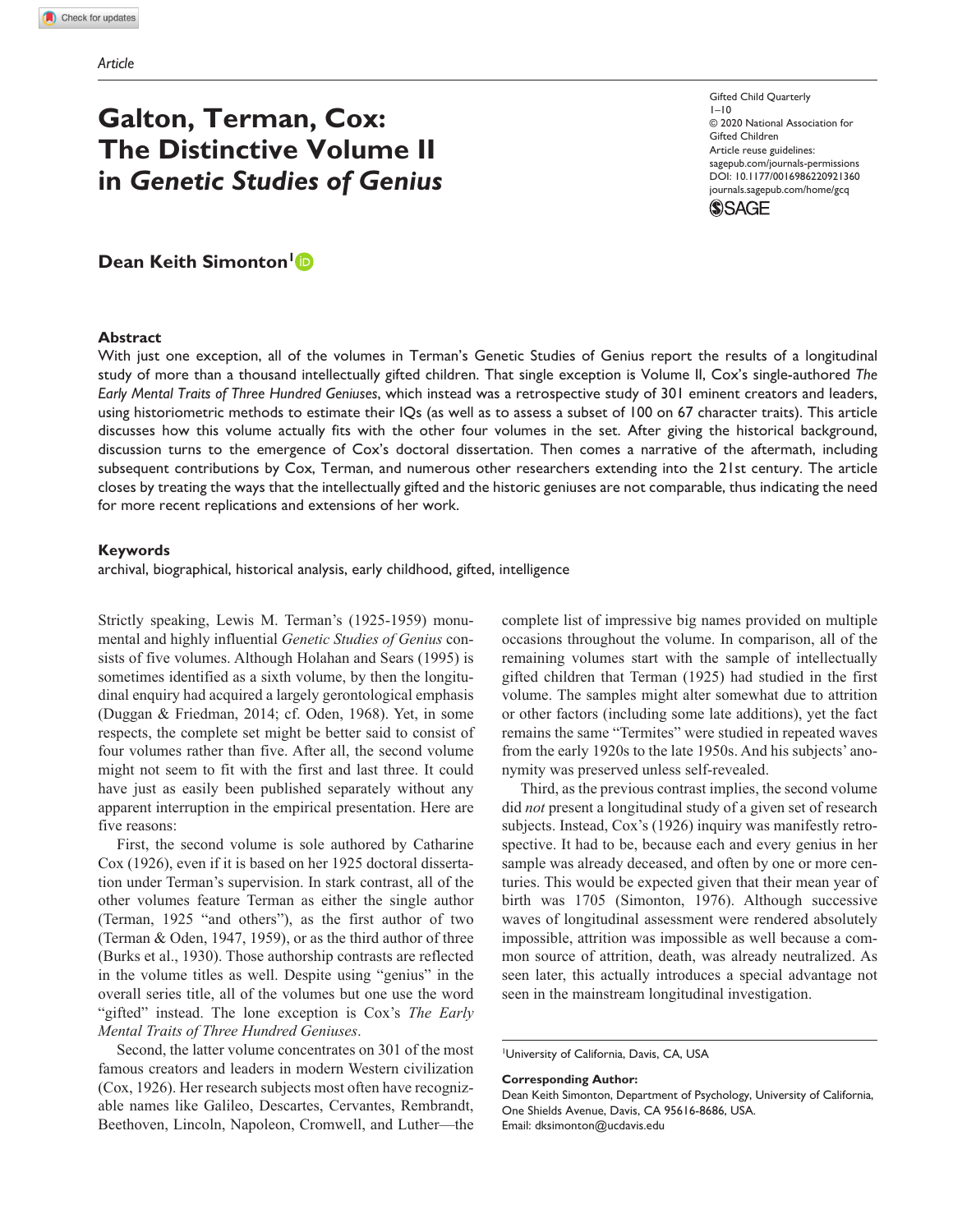Article

# Galton, Terman, Cox: The Distinctive Volume II in *Genetic Studies of Genius*

Gifted Child Quarterly
1–10
© 2020 National Association for Gifted Children
Article reuse guidelines: sagepub.com/journals-permissions
DOI: 10.1177/0016986220921360
journals.sagepub.com/home/gcq

**Dean Keith Simonton**[1]

## Abstract

With just one exception, all of the volumes in Terman's Genetic Studies of Genius report the results of a longitudinal study of more than a thousand intellectually gifted children. That single exception is Volume II, Cox's single-authored *The Early Mental Traits of Three Hundred Geniuses*, which instead was a retrospective study of 301 eminent creators and leaders, using historiometric methods to estimate their IQs (as well as to assess a subset of 100 on 67 character traits). This article discusses how this volume actually fits with the other four volumes in the set. After giving the historical background, discussion turns to the emergence of Cox's doctoral dissertation. Then comes a narrative of the aftermath, including subsequent contributions by Cox, Terman, and numerous other researchers extending into the 21st century. The article closes by treating the ways that the intellectually gifted and the historic geniuses are not comparable, thus indicating the need for more recent replications and extensions of her work.

## Keywords

archival, biographical, historical analysis, early childhood, gifted, intelligence

Strictly speaking, Lewis M. Terman's (1925-1959) monumental and highly influential *Genetic Studies of Genius* consists of five volumes. Although Holahan and Sears (1995) is sometimes identified as a sixth volume, by then the longitudinal enquiry had acquired a largely gerontological emphasis (Duggan & Friedman, 2014; cf. Oden, 1968). Yet, in some respects, the complete set might be better said to consist of four volumes rather than five. After all, the second volume might not seem to fit with the first and last three. It could have just as easily been published separately without any apparent interruption in the empirical presentation. Here are five reasons:

First, the second volume is sole authored by Catharine Cox (1926), even if it is based on her 1925 doctoral dissertation under Terman's supervision. In stark contrast, all of the other volumes feature Terman as either the single author (Terman, 1925 "and others"), as the first author of two (Terman & Oden, 1947, 1959), or as the third author of three (Burks et al., 1930). Those authorship contrasts are reflected in the volume titles as well. Despite using "genius" in the overall series title, all of the volumes but one use the word "gifted" instead. The lone exception is Cox's *The Early Mental Traits of Three Hundred Geniuses*.

Second, the latter volume concentrates on 301 of the most famous creators and leaders in modern Western civilization (Cox, 1926). Her research subjects most often have recognizable names like Galileo, Descartes, Cervantes, Rembrandt, Beethoven, Lincoln, Napoleon, Cromwell, and Luther—the complete list of impressive big names provided on multiple occasions throughout the volume. In comparison, all of the remaining volumes start with the sample of intellectually gifted children that Terman (1925) had studied in the first volume. The samples might alter somewhat due to attrition or other factors (including some late additions), yet the fact remains the same "Termites" were studied in repeated waves from the early 1920s to the late 1950s. And his subjects' anonymity was preserved unless self-revealed.

Third, as the previous contrast implies, the second volume did *not* present a longitudinal study of a given set of research subjects. Instead, Cox's (1926) inquiry was manifestly retrospective. It had to be, because each and every genius in her sample was already deceased, and often by one or more centuries. This would be expected given that their mean year of birth was 1705 (Simonton, 1976). Although successive waves of longitudinal assessment were rendered absolutely impossible, attrition was impossible as well because a common source of attrition, death, was already neutralized. As seen later, this actually introduces a special advantage not seen in the mainstream longitudinal investigation.

[1]University of California, Davis, CA, USA

**Corresponding Author:**
Dean Keith Simonton, Department of Psychology, University of California, One Shields Avenue, Davis, CA 95616-8686, USA.
Email: dksimonton@ucdavis.edu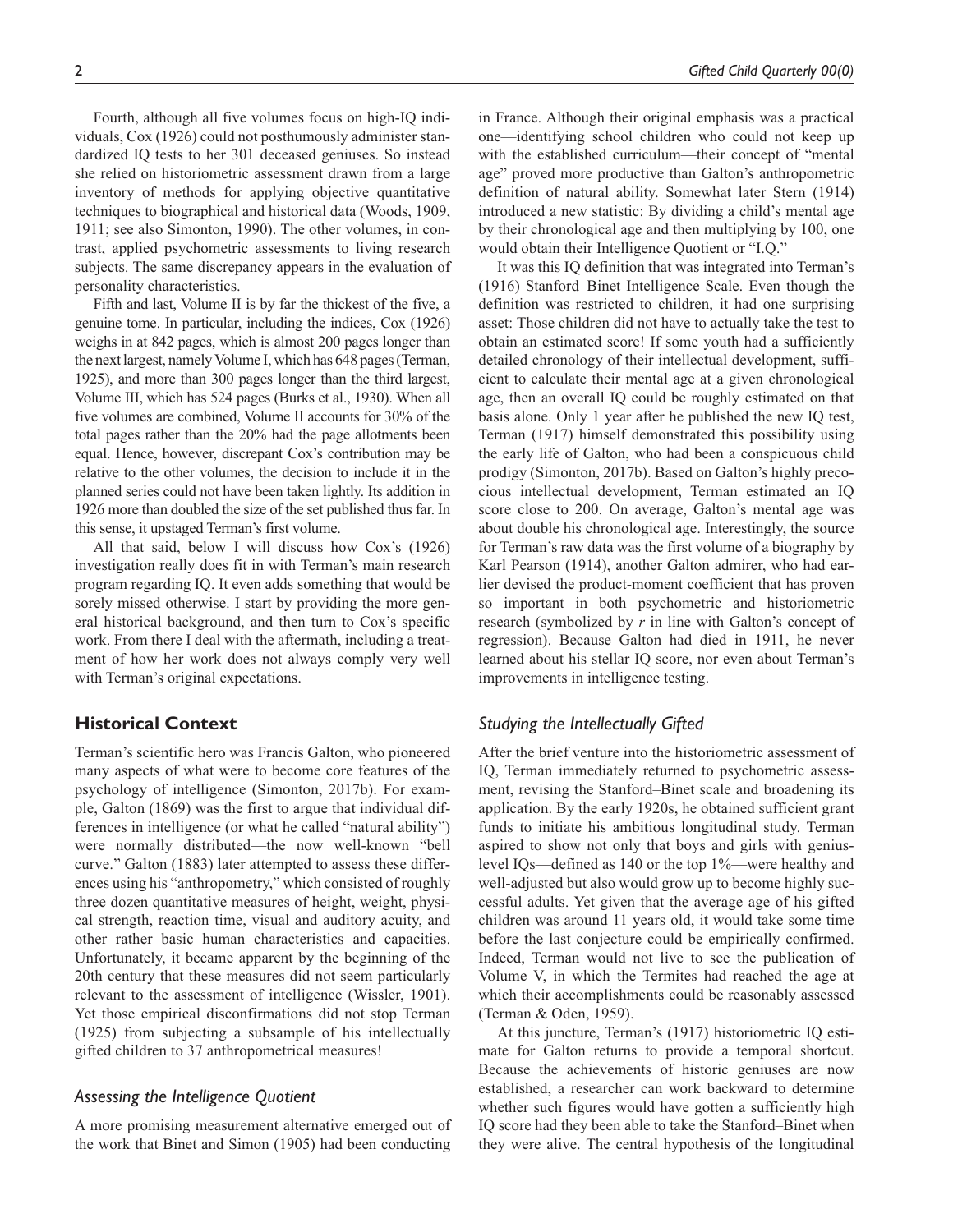Fourth, although all five volumes focus on high-IQ individuals, Cox (1926) could not posthumously administer standardized IQ tests to her 301 deceased geniuses. So instead she relied on historiometric assessment drawn from a large inventory of methods for applying objective quantitative techniques to biographical and historical data (Woods, 1909, 1911; see also Simonton, 1990). The other volumes, in contrast, applied psychometric assessments to living research subjects. The same discrepancy appears in the evaluation of personality characteristics.

Fifth and last, Volume II is by far the thickest of the five, a genuine tome. In particular, including the indices, Cox (1926) weighs in at 842 pages, which is almost 200 pages longer than the next largest, namely Volume I, which has 648 pages (Terman, 1925), and more than 300 pages longer than the third largest, Volume III, which has 524 pages (Burks et al., 1930). When all five volumes are combined, Volume II accounts for 30% of the total pages rather than the 20% had the page allotments been equal. Hence, however, discrepant Cox's contribution may be relative to the other volumes, the decision to include it in the planned series could not have been taken lightly. Its addition in 1926 more than doubled the size of the set published thus far. In this sense, it upstaged Terman's first volume.

All that said, below I will discuss how Cox's (1926) investigation really does fit in with Terman's main research program regarding IQ. It even adds something that would be sorely missed otherwise. I start by providing the more general historical background, and then turn to Cox's specific work. From there I deal with the aftermath, including a treatment of how her work does not always comply very well with Terman's original expectations.

## Historical Context

Terman's scientific hero was Francis Galton, who pioneered many aspects of what were to become core features of the psychology of intelligence (Simonton, 2017b). For example, Galton (1869) was the first to argue that individual differences in intelligence (or what he called "natural ability") were normally distributed—the now well-known "bell curve." Galton (1883) later attempted to assess these differences using his "anthropometry," which consisted of roughly three dozen quantitative measures of height, weight, physical strength, reaction time, visual and auditory acuity, and other rather basic human characteristics and capacities. Unfortunately, it became apparent by the beginning of the 20th century that these measures did not seem particularly relevant to the assessment of intelligence (Wissler, 1901). Yet those empirical disconfirmations did not stop Terman (1925) from subjecting a subsample of his intellectually gifted children to 37 anthropometrical measures!

### *Assessing the Intelligence Quotient*

A more promising measurement alternative emerged out of the work that Binet and Simon (1905) had been conducting in France. Although their original emphasis was a practical one—identifying school children who could not keep up with the established curriculum—their concept of "mental age" proved more productive than Galton's anthropometric definition of natural ability. Somewhat later Stern (1914) introduced a new statistic: By dividing a child's mental age by their chronological age and then multiplying by 100, one would obtain their Intelligence Quotient or "I.Q."

It was this IQ definition that was integrated into Terman's (1916) Stanford–Binet Intelligence Scale. Even though the definition was restricted to children, it had one surprising asset: Those children did not have to actually take the test to obtain an estimated score! If some youth had a sufficiently detailed chronology of their intellectual development, sufficient to calculate their mental age at a given chronological age, then an overall IQ could be roughly estimated on that basis alone. Only 1 year after he published the new IQ test, Terman (1917) himself demonstrated this possibility using the early life of Galton, who had been a conspicuous child prodigy (Simonton, 2017b). Based on Galton's highly precocious intellectual development, Terman estimated an IQ score close to 200. On average, Galton's mental age was about double his chronological age. Interestingly, the source for Terman's raw data was the first volume of a biography by Karl Pearson (1914), another Galton admirer, who had earlier devised the product-moment coefficient that has proven so important in both psychometric and historiometric research (symbolized by $r$ in line with Galton's concept of regression). Because Galton had died in 1911, he never learned about his stellar IQ score, nor even about Terman's improvements in intelligence testing.

### *Studying the Intellectually Gifted*

After the brief venture into the historiometric assessment of IQ, Terman immediately returned to psychometric assessment, revising the Stanford–Binet scale and broadening its application. By the early 1920s, he obtained sufficient grant funds to initiate his ambitious longitudinal study. Terman aspired to show not only that boys and girls with genius-level IQs—defined as 140 or the top 1%—were healthy and well-adjusted but also would grow up to become highly successful adults. Yet given that the average age of his gifted children was around 11 years old, it would take some time before the last conjecture could be empirically confirmed. Indeed, Terman would not live to see the publication of Volume V, in which the Termites had reached the age at which their accomplishments could be reasonably assessed (Terman & Oden, 1959).

At this juncture, Terman's (1917) historiometric IQ estimate for Galton returns to provide a temporal shortcut. Because the achievements of historic geniuses are now established, a researcher can work backward to determine whether such figures would have gotten a sufficiently high IQ score had they been able to take the Stanford–Binet when they were alive. The central hypothesis of the longitudinal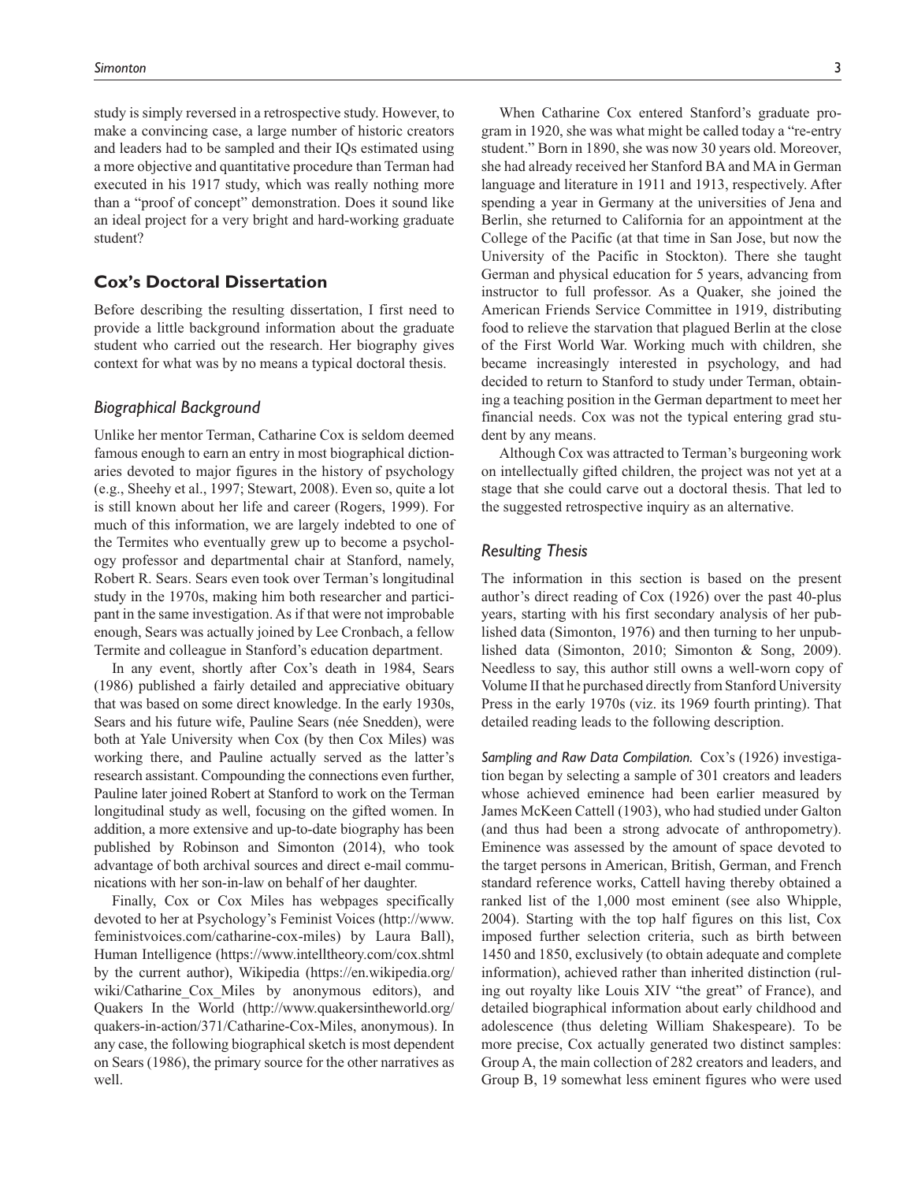study is simply reversed in a retrospective study. However, to make a convincing case, a large number of historic creators and leaders had to be sampled and their IQs estimated using a more objective and quantitative procedure than Terman had executed in his 1917 study, which was really nothing more than a "proof of concept" demonstration. Does it sound like an ideal project for a very bright and hard-working graduate student?

## Cox's Doctoral Dissertation

Before describing the resulting dissertation, I first need to provide a little background information about the graduate student who carried out the research. Her biography gives context for what was by no means a typical doctoral thesis.

### *Biographical Background*

Unlike her mentor Terman, Catharine Cox is seldom deemed famous enough to earn an entry in most biographical dictionaries devoted to major figures in the history of psychology (e.g., Sheehy et al., 1997; Stewart, 2008). Even so, quite a lot is still known about her life and career (Rogers, 1999). For much of this information, we are largely indebted to one of the Termites who eventually grew up to become a psychology professor and departmental chair at Stanford, namely, Robert R. Sears. Sears even took over Terman's longitudinal study in the 1970s, making him both researcher and participant in the same investigation. As if that were not improbable enough, Sears was actually joined by Lee Cronbach, a fellow Termite and colleague in Stanford's education department.

In any event, shortly after Cox's death in 1984, Sears (1986) published a fairly detailed and appreciative obituary that was based on some direct knowledge. In the early 1930s, Sears and his future wife, Pauline Sears (née Snedden), were both at Yale University when Cox (by then Cox Miles) was working there, and Pauline actually served as the latter's research assistant. Compounding the connections even further, Pauline later joined Robert at Stanford to work on the Terman longitudinal study as well, focusing on the gifted women. In addition, a more extensive and up-to-date biography has been published by Robinson and Simonton (2014), who took advantage of both archival sources and direct e-mail communications with her son-in-law on behalf of her daughter.

Finally, Cox or Cox Miles has webpages specifically devoted to her at Psychology's Feminist Voices (http://www.feministvoices.com/catharine-cox-miles) by Laura Ball), Human Intelligence (https://www.intelltheory.com/cox.shtml by the current author), Wikipedia (https://en.wikipedia.org/wiki/Catharine_Cox_Miles by anonymous editors), and Quakers In the World (http://www.quakersintheworld.org/quakers-in-action/371/Catharine-Cox-Miles, anonymous). In any case, the following biographical sketch is most dependent on Sears (1986), the primary source for the other narratives as well.

When Catharine Cox entered Stanford's graduate program in 1920, she was what might be called today a "re-entry student." Born in 1890, she was now 30 years old. Moreover, she had already received her Stanford BA and MA in German language and literature in 1911 and 1913, respectively. After spending a year in Germany at the universities of Jena and Berlin, she returned to California for an appointment at the College of the Pacific (at that time in San Jose, but now the University of the Pacific in Stockton). There she taught German and physical education for 5 years, advancing from instructor to full professor. As a Quaker, she joined the American Friends Service Committee in 1919, distributing food to relieve the starvation that plagued Berlin at the close of the First World War. Working much with children, she became increasingly interested in psychology, and had decided to return to Stanford to study under Terman, obtaining a teaching position in the German department to meet her financial needs. Cox was not the typical entering grad student by any means.

Although Cox was attracted to Terman's burgeoning work on intellectually gifted children, the project was not yet at a stage that she could carve out a doctoral thesis. That led to the suggested retrospective inquiry as an alternative.

### *Resulting Thesis*

The information in this section is based on the present author's direct reading of Cox (1926) over the past 40-plus years, starting with his first secondary analysis of her published data (Simonton, 1976) and then turning to her unpublished data (Simonton, 2010; Simonton & Song, 2009). Needless to say, this author still owns a well-worn copy of Volume II that he purchased directly from Stanford University Press in the early 1970s (viz. its 1969 fourth printing). That detailed reading leads to the following description.

*Sampling and Raw Data Compilation.* Cox's (1926) investigation began by selecting a sample of 301 creators and leaders whose achieved eminence had been earlier measured by James McKeen Cattell (1903), who had studied under Galton (and thus had been a strong advocate of anthropometry). Eminence was assessed by the amount of space devoted to the target persons in American, British, German, and French standard reference works, Cattell having thereby obtained a ranked list of the 1,000 most eminent (see also Whipple, 2004). Starting with the top half figures on this list, Cox imposed further selection criteria, such as birth between 1450 and 1850, exclusively (to obtain adequate and complete information), achieved rather than inherited distinction (ruling out royalty like Louis XIV "the great" of France), and detailed biographical information about early childhood and adolescence (thus deleting William Shakespeare). To be more precise, Cox actually generated two distinct samples: Group A, the main collection of 282 creators and leaders, and Group B, 19 somewhat less eminent figures who were used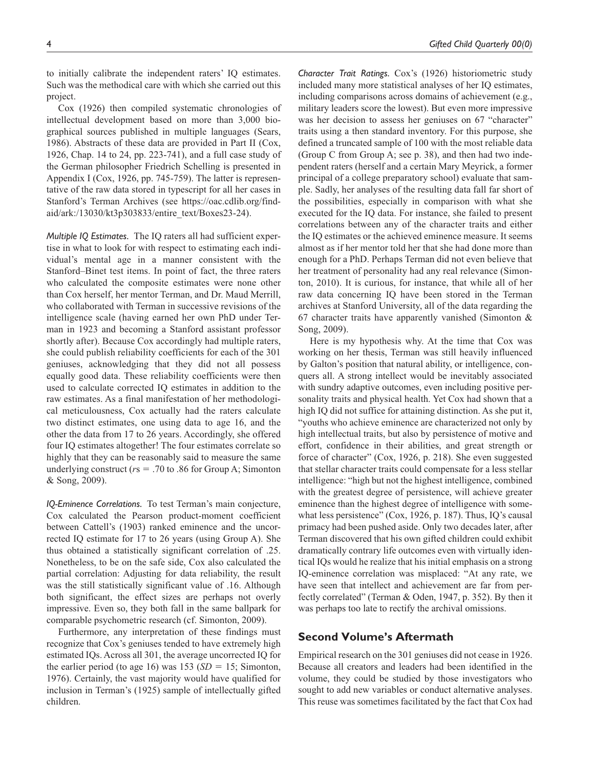to initially calibrate the independent raters' IQ estimates. Such was the methodical care with which she carried out this project.

Cox (1926) then compiled systematic chronologies of intellectual development based on more than 3,000 biographical sources published in multiple languages (Sears, 1986). Abstracts of these data are provided in Part II (Cox, 1926, Chap. 14 to 24, pp. 223-741), and a full case study of the German philosopher Friedrich Schelling is presented in Appendix I (Cox, 1926, pp. 745-759). The latter is representative of the raw data stored in typescript for all her cases in Stanford's Terman Archives (see https://oac.cdlib.org/findaid/ark:/13030/kt3p303833/entire_text/Boxes23-24).

*Multiple IQ Estimates.* The IQ raters all had sufficient expertise in what to look for with respect to estimating each individual's mental age in a manner consistent with the Stanford–Binet test items. In point of fact, the three raters who calculated the composite estimates were none other than Cox herself, her mentor Terman, and Dr. Maud Merrill, who collaborated with Terman in successive revisions of the intelligence scale (having earned her own PhD under Terman in 1923 and becoming a Stanford assistant professor shortly after). Because Cox accordingly had multiple raters, she could publish reliability coefficients for each of the 301 geniuses, acknowledging that they did not all possess equally good data. These reliability coefficients were then used to calculate corrected IQ estimates in addition to the raw estimates. As a final manifestation of her methodological meticulousness, Cox actually had the raters calculate two distinct estimates, one using data to age 16, and the other the data from 17 to 26 years. Accordingly, she offered four IQ estimates altogether! The four estimates correlate so highly that they can be reasonably said to measure the same underlying construct ($r$s = .70 to .86 for Group A; Simonton & Song, 2009).

*IQ-Eminence Correlations.* To test Terman's main conjecture, Cox calculated the Pearson product-moment coefficient between Cattell's (1903) ranked eminence and the uncorrected IQ estimate for 17 to 26 years (using Group A). She thus obtained a statistically significant correlation of .25. Nonetheless, to be on the safe side, Cox also calculated the partial correlation: Adjusting for data reliability, the result was the still statistically significant value of .16. Although both significant, the effect sizes are perhaps not overly impressive. Even so, they both fall in the same ballpark for comparable psychometric research (cf. Simonton, 2009).

Furthermore, any interpretation of these findings must recognize that Cox's geniuses tended to have extremely high estimated IQs. Across all 301, the average uncorrected IQ for the earlier period (to age 16) was 153 ($SD$ = 15; Simonton, 1976). Certainly, the vast majority would have qualified for inclusion in Terman's (1925) sample of intellectually gifted children.

*Character Trait Ratings.* Cox's (1926) historiometric study included many more statistical analyses of her IQ estimates, including comparisons across domains of achievement (e.g., military leaders score the lowest). But even more impressive was her decision to assess her geniuses on 67 "character" traits using a then standard inventory. For this purpose, she defined a truncated sample of 100 with the most reliable data (Group C from Group A; see p. 38), and then had two independent raters (herself and a certain Mary Meyrick, a former principal of a college preparatory school) evaluate that sample. Sadly, her analyses of the resulting data fall far short of the possibilities, especially in comparison with what she executed for the IQ data. For instance, she failed to present correlations between any of the character traits and either the IQ estimates or the achieved eminence measure. It seems almost as if her mentor told her that she had done more than enough for a PhD. Perhaps Terman did not even believe that her treatment of personality had any real relevance (Simonton, 2010). It is curious, for instance, that while all of her raw data concerning IQ have been stored in the Terman archives at Stanford University, all of the data regarding the 67 character traits have apparently vanished (Simonton & Song, 2009).

Here is my hypothesis why. At the time that Cox was working on her thesis, Terman was still heavily influenced by Galton's position that natural ability, or intelligence, conquers all. A strong intellect would be inevitably associated with sundry adaptive outcomes, even including positive personality traits and physical health. Yet Cox had shown that a high IQ did not suffice for attaining distinction. As she put it, "youths who achieve eminence are characterized not only by high intellectual traits, but also by persistence of motive and effort, confidence in their abilities, and great strength or force of character" (Cox, 1926, p. 218). She even suggested that stellar character traits could compensate for a less stellar intelligence: "high but not the highest intelligence, combined with the greatest degree of persistence, will achieve greater eminence than the highest degree of intelligence with somewhat less persistence" (Cox, 1926, p. 187). Thus, IQ's causal primacy had been pushed aside. Only two decades later, after Terman discovered that his own gifted children could exhibit dramatically contrary life outcomes even with virtually identical IQs would he realize that his initial emphasis on a strong IQ-eminence correlation was misplaced: "At any rate, we have seen that intellect and achievement are far from perfectly correlated" (Terman & Oden, 1947, p. 352). By then it was perhaps too late to rectify the archival omissions.

## Second Volume's Aftermath

Empirical research on the 301 geniuses did not cease in 1926. Because all creators and leaders had been identified in the volume, they could be studied by those investigators who sought to add new variables or conduct alternative analyses. This reuse was sometimes facilitated by the fact that Cox had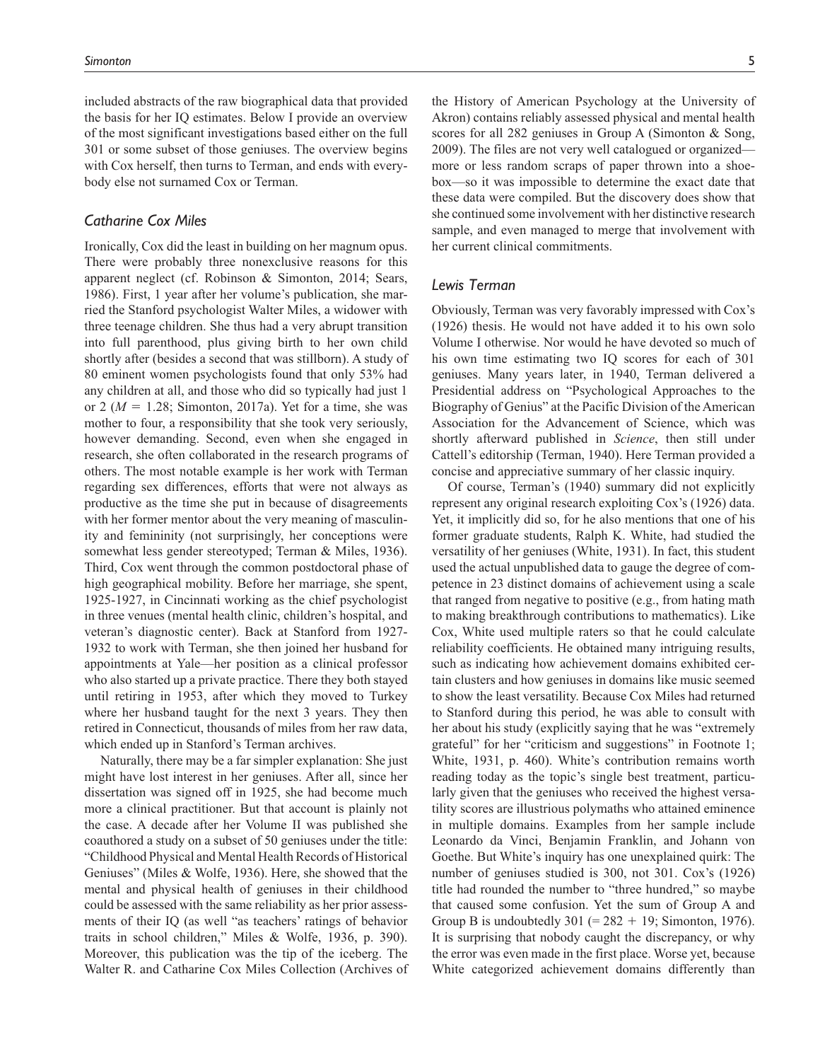included abstracts of the raw biographical data that provided the basis for her IQ estimates. Below I provide an overview of the most significant investigations based either on the full 301 or some subset of those geniuses. The overview begins with Cox herself, then turns to Terman, and ends with everybody else not surnamed Cox or Terman.

### *Catharine Cox Miles*

Ironically, Cox did the least in building on her magnum opus. There were probably three nonexclusive reasons for this apparent neglect (cf. Robinson & Simonton, 2014; Sears, 1986). First, 1 year after her volume's publication, she married the Stanford psychologist Walter Miles, a widower with three teenage children. She thus had a very abrupt transition into full parenthood, plus giving birth to her own child shortly after (besides a second that was stillborn). A study of 80 eminent women psychologists found that only 53% had any children at all, and those who did so typically had just 1 or 2 ($M$ = 1.28; Simonton, 2017a). Yet for a time, she was mother to four, a responsibility that she took very seriously, however demanding. Second, even when she engaged in research, she often collaborated in the research programs of others. The most notable example is her work with Terman regarding sex differences, efforts that were not always as productive as the time she put in because of disagreements with her former mentor about the very meaning of masculinity and femininity (not surprisingly, her conceptions were somewhat less gender stereotyped; Terman & Miles, 1936). Third, Cox went through the common postdoctoral phase of high geographical mobility. Before her marriage, she spent, 1925-1927, in Cincinnati working as the chief psychologist in three venues (mental health clinic, children's hospital, and veteran's diagnostic center). Back at Stanford from 1927-1932 to work with Terman, she then joined her husband for appointments at Yale—her position as a clinical professor who also started up a private practice. There they both stayed until retiring in 1953, after which they moved to Turkey where her husband taught for the next 3 years. They then retired in Connecticut, thousands of miles from her raw data, which ended up in Stanford's Terman archives.

Naturally, there may be a far simpler explanation: She just might have lost interest in her geniuses. After all, since her dissertation was signed off in 1925, she had become much more a clinical practitioner. But that account is plainly not the case. A decade after her Volume II was published she coauthored a study on a subset of 50 geniuses under the title: "Childhood Physical and Mental Health Records of Historical Geniuses" (Miles & Wolfe, 1936). Here, she showed that the mental and physical health of geniuses in their childhood could be assessed with the same reliability as her prior assessments of their IQ (as well "as teachers' ratings of behavior traits in school children," Miles & Wolfe, 1936, p. 390). Moreover, this publication was the tip of the iceberg. The Walter R. and Catharine Cox Miles Collection (Archives of the History of American Psychology at the University of Akron) contains reliably assessed physical and mental health scores for all 282 geniuses in Group A (Simonton & Song, 2009). The files are not very well catalogued or organized—more or less random scraps of paper thrown into a shoebox—so it was impossible to determine the exact date that these data were compiled. But the discovery does show that she continued some involvement with her distinctive research sample, and even managed to merge that involvement with her current clinical commitments.

### *Lewis Terman*

Obviously, Terman was very favorably impressed with Cox's (1926) thesis. He would not have added it to his own solo Volume I otherwise. Nor would he have devoted so much of his own time estimating two IQ scores for each of 301 geniuses. Many years later, in 1940, Terman delivered a Presidential address on "Psychological Approaches to the Biography of Genius" at the Pacific Division of the American Association for the Advancement of Science, which was shortly afterward published in *Science*, then still under Cattell's editorship (Terman, 1940). Here Terman provided a concise and appreciative summary of her classic inquiry.

Of course, Terman's (1940) summary did not explicitly represent any original research exploiting Cox's (1926) data. Yet, it implicitly did so, for he also mentions that one of his former graduate students, Ralph K. White, had studied the versatility of her geniuses (White, 1931). In fact, this student used the actual unpublished data to gauge the degree of competence in 23 distinct domains of achievement using a scale that ranged from negative to positive (e.g., from hating math to making breakthrough contributions to mathematics). Like Cox, White used multiple raters so that he could calculate reliability coefficients. He obtained many intriguing results, such as indicating how achievement domains exhibited certain clusters and how geniuses in domains like music seemed to show the least versatility. Because Cox Miles had returned to Stanford during this period, he was able to consult with her about his study (explicitly saying that he was "extremely grateful" for her "criticism and suggestions" in Footnote 1; White, 1931, p. 460). White's contribution remains worth reading today as the topic's single best treatment, particularly given that the geniuses who received the highest versatility scores are illustrious polymaths who attained eminence in multiple domains. Examples from her sample include Leonardo da Vinci, Benjamin Franklin, and Johann von Goethe. But White's inquiry has one unexplained quirk: The number of geniuses studied is 300, not 301. Cox's (1926) title had rounded the number to "three hundred," so maybe that caused some confusion. Yet the sum of Group A and Group B is undoubtedly 301 (= 282 + 19; Simonton, 1976). It is surprising that nobody caught the discrepancy, or why the error was even made in the first place. Worse yet, because White categorized achievement domains differently than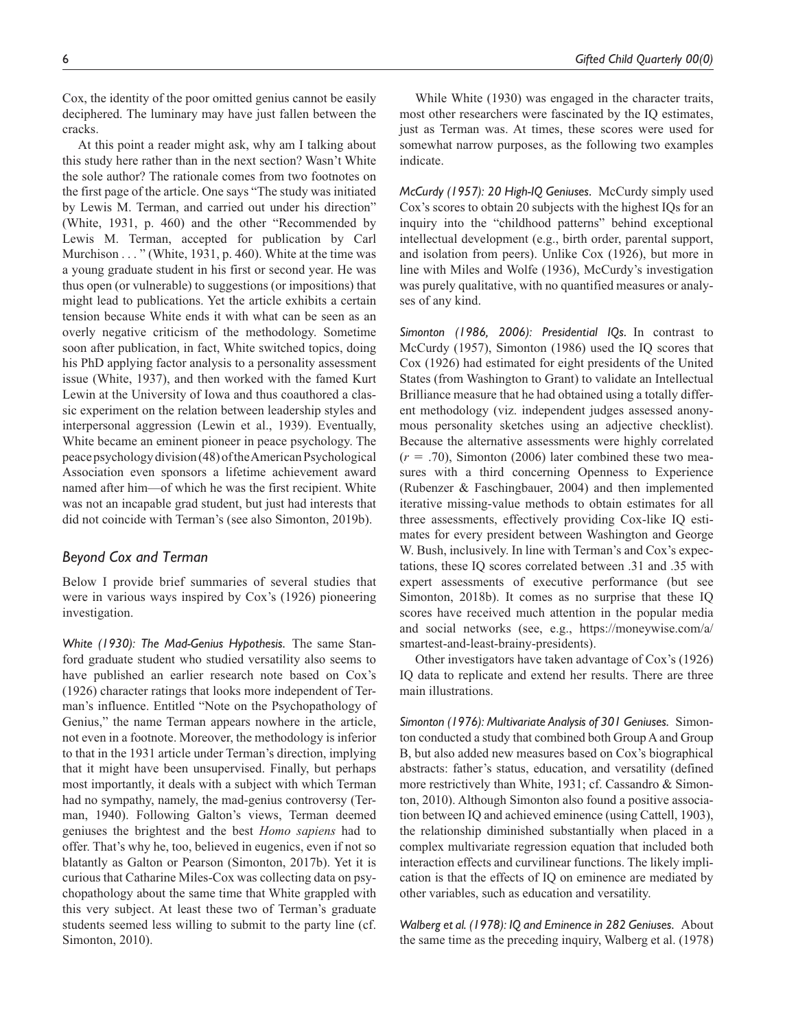Cox, the identity of the poor omitted genius cannot be easily deciphered. The luminary may have just fallen between the cracks.

At this point a reader might ask, why am I talking about this study here rather than in the next section? Wasn't White the sole author? The rationale comes from two footnotes on the first page of the article. One says "The study was initiated by Lewis M. Terman, and carried out under his direction" (White, 1931, p. 460) and the other "Recommended by Lewis M. Terman, accepted for publication by Carl Murchison . . . " (White, 1931, p. 460). White at the time was a young graduate student in his first or second year. He was thus open (or vulnerable) to suggestions (or impositions) that might lead to publications. Yet the article exhibits a certain tension because White ends it with what can be seen as an overly negative criticism of the methodology. Sometime soon after publication, in fact, White switched topics, doing his PhD applying factor analysis to a personality assessment issue (White, 1937), and then worked with the famed Kurt Lewin at the University of Iowa and thus coauthored a classic experiment on the relation between leadership styles and interpersonal aggression (Lewin et al., 1939). Eventually, White became an eminent pioneer in peace psychology. The peace psychology division (48) of the American Psychological Association even sponsors a lifetime achievement award named after him—of which he was the first recipient. White was not an incapable grad student, but just had interests that did not coincide with Terman's (see also Simonton, 2019b).

## Beyond Cox and Terman

Below I provide brief summaries of several studies that were in various ways inspired by Cox's (1926) pioneering investigation.

*White (1930): The Mad-Genius Hypothesis.* The same Stanford graduate student who studied versatility also seems to have published an earlier research note based on Cox's (1926) character ratings that looks more independent of Terman's influence. Entitled "Note on the Psychopathology of Genius," the name Terman appears nowhere in the article, not even in a footnote. Moreover, the methodology is inferior to that in the 1931 article under Terman's direction, implying that it might have been unsupervised. Finally, but perhaps most importantly, it deals with a subject with which Terman had no sympathy, namely, the mad-genius controversy (Terman, 1940). Following Galton's views, Terman deemed geniuses the brightest and the best *Homo sapiens* had to offer. That's why he, too, believed in eugenics, even if not so blatantly as Galton or Pearson (Simonton, 2017b). Yet it is curious that Catharine Miles-Cox was collecting data on psychopathology about the same time that White grappled with this very subject. At least these two of Terman's graduate students seemed less willing to submit to the party line (cf. Simonton, 2010).

While White (1930) was engaged in the character traits, most other researchers were fascinated by the IQ estimates, just as Terman was. At times, these scores were used for somewhat narrow purposes, as the following two examples indicate.

*McCurdy (1957): 20 High-IQ Geniuses.* McCurdy simply used Cox's scores to obtain 20 subjects with the highest IQs for an inquiry into the "childhood patterns" behind exceptional intellectual development (e.g., birth order, parental support, and isolation from peers). Unlike Cox (1926), but more in line with Miles and Wolfe (1936), McCurdy's investigation was purely qualitative, with no quantified measures or analyses of any kind.

*Simonton (1986, 2006): Presidential IQs.* In contrast to McCurdy (1957), Simonton (1986) used the IQ scores that Cox (1926) had estimated for eight presidents of the United States (from Washington to Grant) to validate an Intellectual Brilliance measure that he had obtained using a totally different methodology (viz. independent judges assessed anonymous personality sketches using an adjective checklist). Because the alternative assessments were highly correlated ($r = .70$), Simonton (2006) later combined these two measures with a third concerning Openness to Experience (Rubenzer & Faschingbauer, 2004) and then implemented iterative missing-value methods to obtain estimates for all three assessments, effectively providing Cox-like IQ estimates for every president between Washington and George W. Bush, inclusively. In line with Terman's and Cox's expectations, these IQ scores correlated between .31 and .35 with expert assessments of executive performance (but see Simonton, 2018b). It comes as no surprise that these IQ scores have received much attention in the popular media and social networks (see, e.g., https://moneywise.com/a/smartest-and-least-brainy-presidents).

Other investigators have taken advantage of Cox's (1926) IQ data to replicate and extend her results. There are three main illustrations.

*Simonton (1976): Multivariate Analysis of 301 Geniuses.* Simonton conducted a study that combined both Group A and Group B, but also added new measures based on Cox's biographical abstracts: father's status, education, and versatility (defined more restrictively than White, 1931; cf. Cassandro & Simonton, 2010). Although Simonton also found a positive association between IQ and achieved eminence (using Cattell, 1903), the relationship diminished substantially when placed in a complex multivariate regression equation that included both interaction effects and curvilinear functions. The likely implication is that the effects of IQ on eminence are mediated by other variables, such as education and versatility.

*Walberg et al. (1978): IQ and Eminence in 282 Geniuses.* About the same time as the preceding inquiry, Walberg et al. (1978)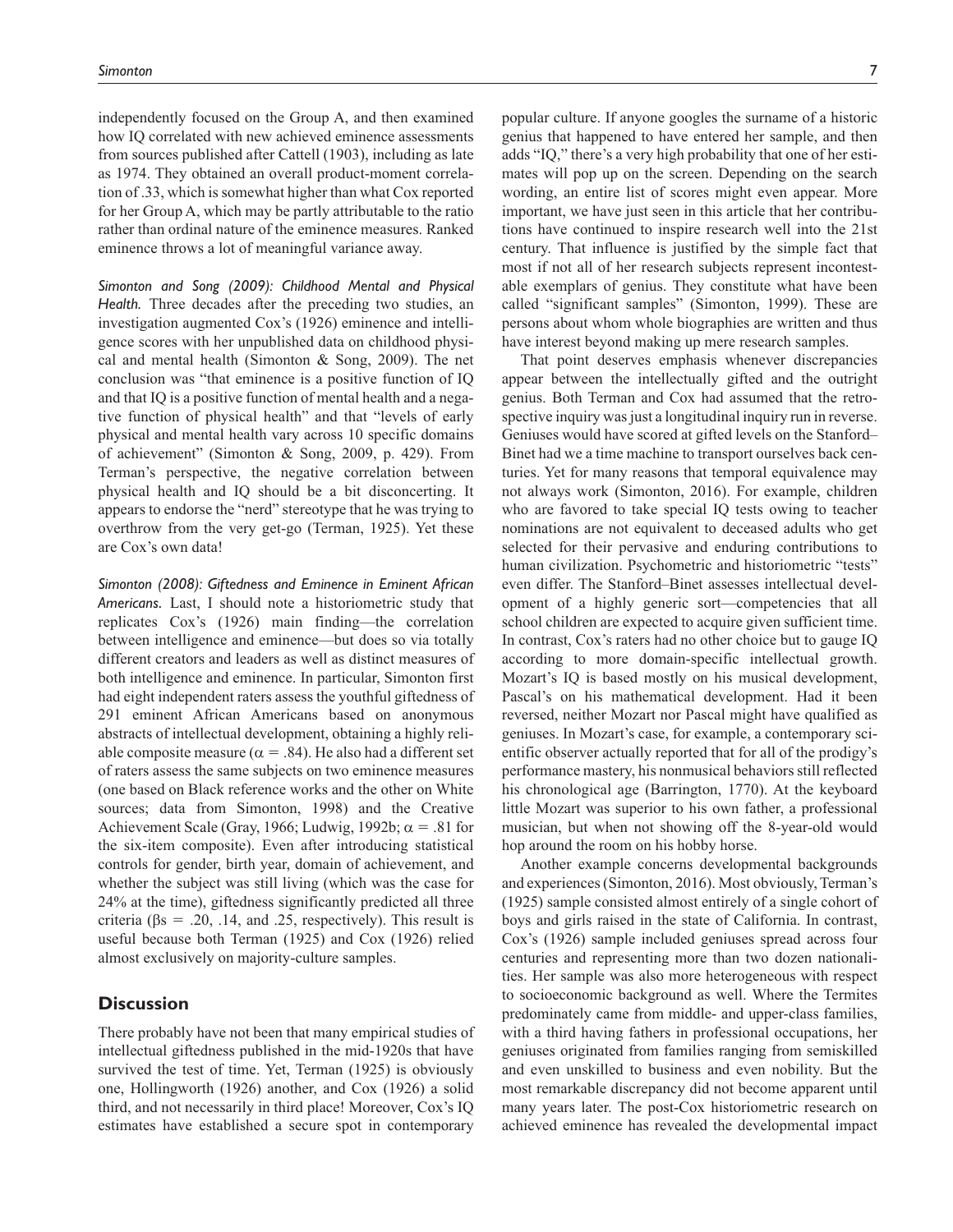independently focused on the Group A, and then examined how IQ correlated with new achieved eminence assessments from sources published after Cattell (1903), including as late as 1974. They obtained an overall product-moment correlation of .33, which is somewhat higher than what Cox reported for her Group A, which may be partly attributable to the ratio rather than ordinal nature of the eminence measures. Ranked eminence throws a lot of meaningful variance away.

*Simonton and Song (2009): Childhood Mental and Physical Health.* Three decades after the preceding two studies, an investigation augmented Cox's (1926) eminence and intelligence scores with her unpublished data on childhood physical and mental health (Simonton & Song, 2009). The net conclusion was "that eminence is a positive function of IQ and that IQ is a positive function of mental health and a negative function of physical health" and that "levels of early physical and mental health vary across 10 specific domains of achievement" (Simonton & Song, 2009, p. 429). From Terman's perspective, the negative correlation between physical health and IQ should be a bit disconcerting. It appears to endorse the "nerd" stereotype that he was trying to overthrow from the very get-go (Terman, 1925). Yet these are Cox's own data!

*Simonton (2008): Giftedness and Eminence in Eminent African Americans.* Last, I should note a historiometric study that replicates Cox's (1926) main finding—the correlation between intelligence and eminence—but does so via totally different creators and leaders as well as distinct measures of both intelligence and eminence. In particular, Simonton first had eight independent raters assess the youthful giftedness of 291 eminent African Americans based on anonymous abstracts of intellectual development, obtaining a highly reliable composite measure ($\alpha = .84$). He also had a different set of raters assess the same subjects on two eminence measures (one based on Black reference works and the other on White sources; data from Simonton, 1998) and the Creative Achievement Scale (Gray, 1966; Ludwig, 1992b; $\alpha = .81$ for the six-item composite). Even after introducing statistical controls for gender, birth year, domain of achievement, and whether the subject was still living (which was the case for 24% at the time), giftedness significantly predicted all three criteria ($\beta$s = .20, .14, and .25, respectively). This result is useful because both Terman (1925) and Cox (1926) relied almost exclusively on majority-culture samples.

## Discussion

There probably have not been that many empirical studies of intellectual giftedness published in the mid-1920s that have survived the test of time. Yet, Terman (1925) is obviously one, Hollingworth (1926) another, and Cox (1926) a solid third, and not necessarily in third place! Moreover, Cox's IQ estimates have established a secure spot in contemporary popular culture. If anyone googles the surname of a historic genius that happened to have entered her sample, and then adds "IQ," there's a very high probability that one of her estimates will pop up on the screen. Depending on the search wording, an entire list of scores might even appear. More important, we have just seen in this article that her contributions have continued to inspire research well into the 21st century. That influence is justified by the simple fact that most if not all of her research subjects represent incontestable exemplars of genius. They constitute what have been called "significant samples" (Simonton, 1999). These are persons about whom whole biographies are written and thus have interest beyond making up mere research samples.

That point deserves emphasis whenever discrepancies appear between the intellectually gifted and the outright genius. Both Terman and Cox had assumed that the retrospective inquiry was just a longitudinal inquiry run in reverse. Geniuses would have scored at gifted levels on the Stanford–Binet had we a time machine to transport ourselves back centuries. Yet for many reasons that temporal equivalence may not always work (Simonton, 2016). For example, children who are favored to take special IQ tests owing to teacher nominations are not equivalent to deceased adults who get selected for their pervasive and enduring contributions to human civilization. Psychometric and historiometric "tests" even differ. The Stanford–Binet assesses intellectual development of a highly generic sort—competencies that all school children are expected to acquire given sufficient time. In contrast, Cox's raters had no other choice but to gauge IQ according to more domain-specific intellectual growth. Mozart's IQ is based mostly on his musical development, Pascal's on his mathematical development. Had it been reversed, neither Mozart nor Pascal might have qualified as geniuses. In Mozart's case, for example, a contemporary scientific observer actually reported that for all of the prodigy's performance mastery, his nonmusical behaviors still reflected his chronological age (Barrington, 1770). At the keyboard little Mozart was superior to his own father, a professional musician, but when not showing off the 8-year-old would hop around the room on his hobby horse.

Another example concerns developmental backgrounds and experiences (Simonton, 2016). Most obviously, Terman's (1925) sample consisted almost entirely of a single cohort of boys and girls raised in the state of California. In contrast, Cox's (1926) sample included geniuses spread across four centuries and representing more than two dozen nationalities. Her sample was also more heterogeneous with respect to socioeconomic background as well. Where the Termites predominately came from middle- and upper-class families, with a third having fathers in professional occupations, her geniuses originated from families ranging from semiskilled and even unskilled to business and even nobility. But the most remarkable discrepancy did not become apparent until many years later. The post-Cox historiometric research on achieved eminence has revealed the developmental impact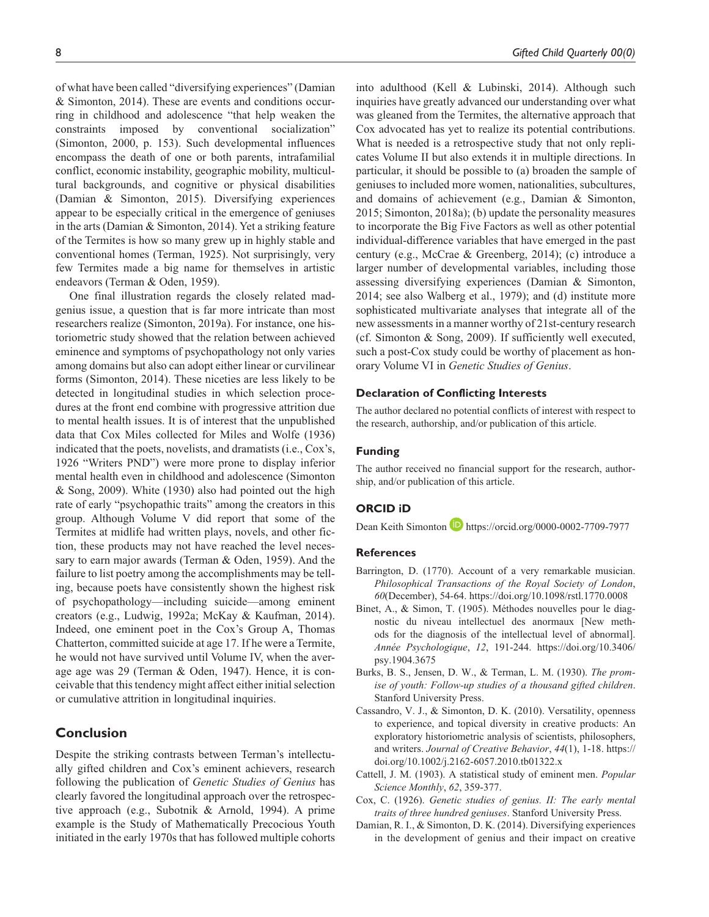of what have been called "diversifying experiences" (Damian & Simonton, 2014). These are events and conditions occurring in childhood and adolescence "that help weaken the constraints imposed by conventional socialization" (Simonton, 2000, p. 153). Such developmental influences encompass the death of one or both parents, intrafamilial conflict, economic instability, geographic mobility, multicultural backgrounds, and cognitive or physical disabilities (Damian & Simonton, 2015). Diversifying experiences appear to be especially critical in the emergence of geniuses in the arts (Damian & Simonton, 2014). Yet a striking feature of the Termites is how so many grew up in highly stable and conventional homes (Terman, 1925). Not surprisingly, very few Termites made a big name for themselves in artistic endeavors (Terman & Oden, 1959).

One final illustration regards the closely related mad-genius issue, a question that is far more intricate than most researchers realize (Simonton, 2019a). For instance, one historiometric study showed that the relation between achieved eminence and symptoms of psychopathology not only varies among domains but also can adopt either linear or curvilinear forms (Simonton, 2014). These niceties are less likely to be detected in longitudinal studies in which selection procedures at the front end combine with progressive attrition due to mental health issues. It is of interest that the unpublished data that Cox Miles collected for Miles and Wolfe (1936) indicated that the poets, novelists, and dramatists (i.e., Cox's, 1926 "Writers PND") were more prone to display inferior mental health even in childhood and adolescence (Simonton & Song, 2009). White (1930) also had pointed out the high rate of early "psychopathic traits" among the creators in this group. Although Volume V did report that some of the Termites at midlife had written plays, novels, and other fiction, these products may not have reached the level necessary to earn major awards (Terman & Oden, 1959). And the failure to list poetry among the accomplishments may be telling, because poets have consistently shown the highest risk of psychopathology—including suicide—among eminent creators (e.g., Ludwig, 1992a; McKay & Kaufman, 2014). Indeed, one eminent poet in the Cox's Group A, Thomas Chatterton, committed suicide at age 17. If he were a Termite, he would not have survived until Volume IV, when the average age was 29 (Terman & Oden, 1947). Hence, it is conceivable that this tendency might affect either initial selection or cumulative attrition in longitudinal inquiries.

## Conclusion

Despite the striking contrasts between Terman's intellectually gifted children and Cox's eminent achievers, research following the publication of *Genetic Studies of Genius* has clearly favored the longitudinal approach over the retrospective approach (e.g., Subotnik & Arnold, 1994). A prime example is the Study of Mathematically Precocious Youth initiated in the early 1970s that has followed multiple cohorts into adulthood (Kell & Lubinski, 2014). Although such inquiries have greatly advanced our understanding over what was gleaned from the Termites, the alternative approach that Cox advocated has yet to realize its potential contributions. What is needed is a retrospective study that not only replicates Volume II but also extends it in multiple directions. In particular, it should be possible to (a) broaden the sample of geniuses to included more women, nationalities, subcultures, and domains of achievement (e.g., Damian & Simonton, 2015; Simonton, 2018a); (b) update the personality measures to incorporate the Big Five Factors as well as other potential individual-difference variables that have emerged in the past century (e.g., McCrae & Greenberg, 2014); (c) introduce a larger number of developmental variables, including those assessing diversifying experiences (Damian & Simonton, 2014; see also Walberg et al., 1979); and (d) institute more sophisticated multivariate analyses that integrate all of the new assessments in a manner worthy of 21st-century research (cf. Simonton & Song, 2009). If sufficiently well executed, such a post-Cox study could be worthy of placement as honorary Volume VI in *Genetic Studies of Genius*.

### Declaration of Conflicting Interests

The author declared no potential conflicts of interest with respect to the research, authorship, and/or publication of this article.

### Funding

The author received no financial support for the research, authorship, and/or publication of this article.

### ORCID iD

Dean Keith Simonton https://orcid.org/0000-0002-7709-7977

### References

Barrington, D. (1770). Account of a very remarkable musician. *Philosophical Transactions of the Royal Society of London*, *60*(December), 54-64. https://doi.org/10.1098/rstl.1770.0008

Binet, A., & Simon, T. (1905). Méthodes nouvelles pour le diagnostic du niveau intellectuel des anormaux [New methods for the diagnosis of the intellectual level of abnormal]. *Année Psychologique*, *12*, 191-244. https://doi.org/10.3406/psy.1904.3675

Burks, B. S., Jensen, D. W., & Terman, L. M. (1930). *The promise of youth: Follow-up studies of a thousand gifted children*. Stanford University Press.

Cassandro, V. J., & Simonton, D. K. (2010). Versatility, openness to experience, and topical diversity in creative products: An exploratory historiometric analysis of scientists, philosophers, and writers. *Journal of Creative Behavior*, *44*(1), 1-18. https://doi.org/10.1002/j.2162-6057.2010.tb01322.x

Cattell, J. M. (1903). A statistical study of eminent men. *Popular Science Monthly*, *62*, 359-377.

Cox, C. (1926). *Genetic studies of genius. II: The early mental traits of three hundred geniuses*. Stanford University Press.

Damian, R. I., & Simonton, D. K. (2014). Diversifying experiences in the development of genius and their impact on creative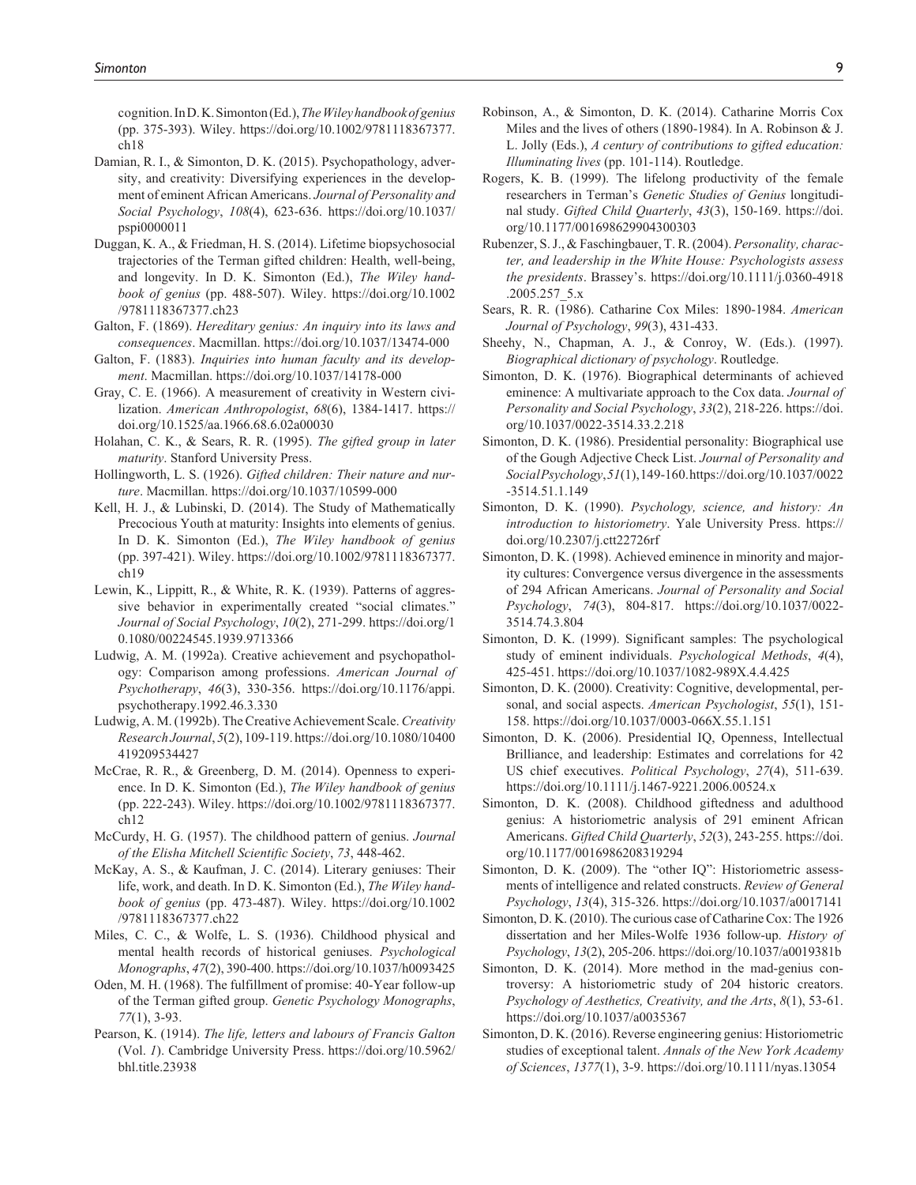cognition. In D. K. Simonton (Ed.), *The Wiley handbook of genius* (pp. 375-393). Wiley. https://doi.org/10.1002/9781118367377.ch18

Damian, R. I., & Simonton, D. K. (2015). Psychopathology, adversity, and creativity: Diversifying experiences in the development of eminent African Americans. *Journal of Personality and Social Psychology*, *108*(4), 623-636. https://doi.org/10.1037/pspi0000011

Duggan, K. A., & Friedman, H. S. (2014). Lifetime biopsychosocial trajectories of the Terman gifted children: Health, well-being, and longevity. In D. K. Simonton (Ed.), *The Wiley handbook of genius* (pp. 488-507). Wiley. https://doi.org/10.1002/9781118367377.ch23

Galton, F. (1869). *Hereditary genius: An inquiry into its laws and consequences*. Macmillan. https://doi.org/10.1037/13474-000

Galton, F. (1883). *Inquiries into human faculty and its development*. Macmillan. https://doi.org/10.1037/14178-000

Gray, C. E. (1966). A measurement of creativity in Western civilization. *American Anthropologist*, *68*(6), 1384-1417. https://doi.org/10.1525/aa.1966.68.6.02a00030

Holahan, C. K., & Sears, R. R. (1995). *The gifted group in later maturity*. Stanford University Press.

Hollingworth, L. S. (1926). *Gifted children: Their nature and nurture*. Macmillan. https://doi.org/10.1037/10599-000

Kell, H. J., & Lubinski, D. (2014). The Study of Mathematically Precocious Youth at maturity: Insights into elements of genius. In D. K. Simonton (Ed.), *The Wiley handbook of genius* (pp. 397-421). Wiley. https://doi.org/10.1002/9781118367377.ch19

Lewin, K., Lippitt, R., & White, R. K. (1939). Patterns of aggressive behavior in experimentally created "social climates." *Journal of Social Psychology*, *10*(2), 271-299. https://doi.org/10.1080/00224545.1939.9713366

Ludwig, A. M. (1992a). Creative achievement and psychopathology: Comparison among professions. *American Journal of Psychotherapy*, *46*(3), 330-356. https://doi.org/10.1176/appi.psychotherapy.1992.46.3.330

Ludwig, A. M. (1992b). The Creative Achievement Scale. *Creativity Research Journal*, *5*(2), 109-119. https://doi.org/10.1080/10400419209534427

McCrae, R. R., & Greenberg, D. M. (2014). Openness to experience. In D. K. Simonton (Ed.), *The Wiley handbook of genius* (pp. 222-243). Wiley. https://doi.org/10.1002/9781118367377.ch12

McCurdy, H. G. (1957). The childhood pattern of genius. *Journal of the Elisha Mitchell Scientific Society*, *73*, 448-462.

McKay, A. S., & Kaufman, J. C. (2014). Literary geniuses: Their life, work, and death. In D. K. Simonton (Ed.), *The Wiley handbook of genius* (pp. 473-487). Wiley. https://doi.org/10.1002/9781118367377.ch22

Miles, C. C., & Wolfe, L. S. (1936). Childhood physical and mental health records of historical geniuses. *Psychological Monographs*, *47*(2), 390-400. https://doi.org/10.1037/h0093425

Oden, M. H. (1968). The fulfillment of promise: 40-Year follow-up of the Terman gifted group. *Genetic Psychology Monographs*, *77*(1), 3-93.

Pearson, K. (1914). *The life, letters and labours of Francis Galton* (Vol. *1*). Cambridge University Press. https://doi.org/10.5962/bhl.title.23938

Robinson, A., & Simonton, D. K. (2014). Catharine Morris Cox Miles and the lives of others (1890-1984). In A. Robinson & J. L. Jolly (Eds.), *A century of contributions to gifted education: Illuminating lives* (pp. 101-114). Routledge.

Rogers, K. B. (1999). The lifelong productivity of the female researchers in Terman's *Genetic Studies of Genius* longitudinal study. *Gifted Child Quarterly*, *43*(3), 150-169. https://doi.org/10.1177/001698629904300303

Rubenzer, S. J., & Faschingbauer, T. R. (2004). *Personality, character, and leadership in the White House: Psychologists assess the presidents*. Brassey's. https://doi.org/10.1111/j.0360-4918.2005.257_5.x

Sears, R. R. (1986). Catharine Cox Miles: 1890-1984. *American Journal of Psychology*, *99*(3), 431-433.

Sheehy, N., Chapman, A. J., & Conroy, W. (Eds.). (1997). *Biographical dictionary of psychology*. Routledge.

Simonton, D. K. (1976). Biographical determinants of achieved eminence: A multivariate approach to the Cox data. *Journal of Personality and Social Psychology*, *33*(2), 218-226. https://doi.org/10.1037/0022-3514.33.2.218

Simonton, D. K. (1986). Presidential personality: Biographical use of the Gough Adjective Check List. *Journal of Personality and Social Psychology*, *51*(1), 149-160. https://doi.org/10.1037/0022-3514.51.1.149

Simonton, D. K. (1990). *Psychology, science, and history: An introduction to historiometry*. Yale University Press. https://doi.org/10.2307/j.ctt22726rf

Simonton, D. K. (1998). Achieved eminence in minority and majority cultures: Convergence versus divergence in the assessments of 294 African Americans. *Journal of Personality and Social Psychology*, *74*(3), 804-817. https://doi.org/10.1037/0022-3514.74.3.804

Simonton, D. K. (1999). Significant samples: The psychological study of eminent individuals. *Psychological Methods*, *4*(4), 425-451. https://doi.org/10.1037/1082-989X.4.4.425

Simonton, D. K. (2000). Creativity: Cognitive, developmental, personal, and social aspects. *American Psychologist*, *55*(1), 151-158. https://doi.org/10.1037/0003-066X.55.1.151

Simonton, D. K. (2006). Presidential IQ, Openness, Intellectual Brilliance, and leadership: Estimates and correlations for 42 US chief executives. *Political Psychology*, *27*(4), 511-639. https://doi.org/10.1111/j.1467-9221.2006.00524.x

Simonton, D. K. (2008). Childhood giftedness and adulthood genius: A historiometric analysis of 291 eminent African Americans. *Gifted Child Quarterly*, *52*(3), 243-255. https://doi.org/10.1177/0016986208319294

Simonton, D. K. (2009). The "other IQ": Historiometric assessments of intelligence and related constructs. *Review of General Psychology*, *13*(4), 315-326. https://doi.org/10.1037/a0017141

Simonton, D. K. (2010). The curious case of Catharine Cox: The 1926 dissertation and her Miles-Wolfe 1936 follow-up. *History of Psychology*, *13*(2), 205-206. https://doi.org/10.1037/a0019381b

Simonton, D. K. (2014). More method in the mad-genius controversy: A historiometric study of 204 historic creators. *Psychology of Aesthetics, Creativity, and the Arts*, *8*(1), 53-61. https://doi.org/10.1037/a0035367

Simonton, D. K. (2016). Reverse engineering genius: Historiometric studies of exceptional talent. *Annals of the New York Academy of Sciences*, *1377*(1), 3-9. https://doi.org/10.1111/nyas.13054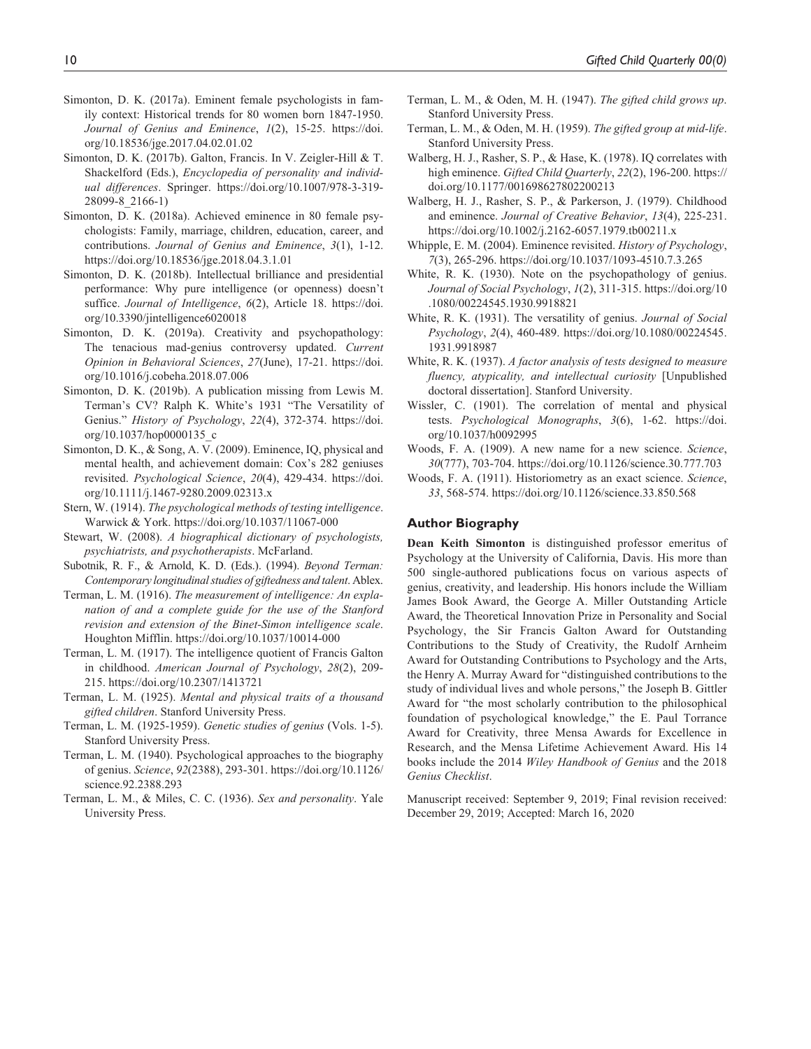Simonton, D. K. (2017a). Eminent female psychologists in family context: Historical trends for 80 women born 1847-1950. *Journal of Genius and Eminence*, *1*(2), 15-25. https://doi.org/10.18536/jge.2017.04.02.01.02

Simonton, D. K. (2017b). Galton, Francis. In V. Zeigler-Hill & T. Shackelford (Eds.), *Encyclopedia of personality and individual differences*. Springer. https://doi.org/10.1007/978-3-319-28099-8_2166-1)

Simonton, D. K. (2018a). Achieved eminence in 80 female psychologists: Family, marriage, children, education, career, and contributions. *Journal of Genius and Eminence*, *3*(1), 1-12. https://doi.org/10.18536/jge.2018.04.3.1.01

Simonton, D. K. (2018b). Intellectual brilliance and presidential performance: Why pure intelligence (or openness) doesn't suffice. *Journal of Intelligence*, *6*(2), Article 18. https://doi.org/10.3390/jintelligence6020018

Simonton, D. K. (2019a). Creativity and psychopathology: The tenacious mad-genius controversy updated. *Current Opinion in Behavioral Sciences*, *27*(June), 17-21. https://doi.org/10.1016/j.cobeha.2018.07.006

Simonton, D. K. (2019b). A publication missing from Lewis M. Terman's CV? Ralph K. White's 1931 "The Versatility of Genius." *History of Psychology*, *22*(4), 372-374. https://doi.org/10.1037/hop0000135_c

Simonton, D. K., & Song, A. V. (2009). Eminence, IQ, physical and mental health, and achievement domain: Cox's 282 geniuses revisited. *Psychological Science*, *20*(4), 429-434. https://doi.org/10.1111/j.1467-9280.2009.02313.x

Stern, W. (1914). *The psychological methods of testing intelligence*. Warwick & York. https://doi.org/10.1037/11067-000

Stewart, W. (2008). *A biographical dictionary of psychologists, psychiatrists, and psychotherapists*. McFarland.

Subotnik, R. F., & Arnold, K. D. (Eds.). (1994). *Beyond Terman: Contemporary longitudinal studies of giftedness and talent*. Ablex.

Terman, L. M. (1916). *The measurement of intelligence: An explanation of and a complete guide for the use of the Stanford revision and extension of the Binet-Simon intelligence scale*. Houghton Mifflin. https://doi.org/10.1037/10014-000

Terman, L. M. (1917). The intelligence quotient of Francis Galton in childhood. *American Journal of Psychology*, *28*(2), 209-215. https://doi.org/10.2307/1413721

Terman, L. M. (1925). *Mental and physical traits of a thousand gifted children*. Stanford University Press.

Terman, L. M. (1925-1959). *Genetic studies of genius* (Vols. 1-5). Stanford University Press.

Terman, L. M. (1940). Psychological approaches to the biography of genius. *Science*, *92*(2388), 293-301. https://doi.org/10.1126/science.92.2388.293

Terman, L. M., & Miles, C. C. (1936). *Sex and personality*. Yale University Press.

Terman, L. M., & Oden, M. H. (1947). *The gifted child grows up*. Stanford University Press.

Terman, L. M., & Oden, M. H. (1959). *The gifted group at mid-life*. Stanford University Press.

Walberg, H. J., Rasher, S. P., & Hase, K. (1978). IQ correlates with high eminence. *Gifted Child Quarterly*, *22*(2), 196-200. https://doi.org/10.1177/001698627802200213

Walberg, H. J., Rasher, S. P., & Parkerson, J. (1979). Childhood and eminence. *Journal of Creative Behavior*, *13*(4), 225-231. https://doi.org/10.1002/j.2162-6057.1979.tb00211.x

Whipple, E. M. (2004). Eminence revisited. *History of Psychology*, *7*(3), 265-296. https://doi.org/10.1037/1093-4510.7.3.265

White, R. K. (1930). Note on the psychopathology of genius. *Journal of Social Psychology*, *1*(2), 311-315. https://doi.org/10.1080/00224545.1930.9918821

White, R. K. (1931). The versatility of genius. *Journal of Social Psychology*, *2*(4), 460-489. https://doi.org/10.1080/00224545.1931.9918987

White, R. K. (1937). *A factor analysis of tests designed to measure fluency, atypicality, and intellectual curiosity* [Unpublished doctoral dissertation]. Stanford University.

Wissler, C. (1901). The correlation of mental and physical tests. *Psychological Monographs*, *3*(6), 1-62. https://doi.org/10.1037/h0092995

Woods, F. A. (1909). A new name for a new science. *Science*, *30*(777), 703-704. https://doi.org/10.1126/science.30.777.703

Woods, F. A. (1911). Historiometry as an exact science. *Science*, *33*, 568-574. https://doi.org/10.1126/science.33.850.568

## Author Biography

**Dean Keith Simonton** is distinguished professor emeritus of Psychology at the University of California, Davis. His more than 500 single-authored publications focus on various aspects of genius, creativity, and leadership. His honors include the William James Book Award, the George A. Miller Outstanding Article Award, the Theoretical Innovation Prize in Personality and Social Psychology, the Sir Francis Galton Award for Outstanding Contributions to the Study of Creativity, the Rudolf Arnheim Award for Outstanding Contributions to Psychology and the Arts, the Henry A. Murray Award for "distinguished contributions to the study of individual lives and whole persons," the Joseph B. Gittler Award for "the most scholarly contribution to the philosophical foundation of psychological knowledge," the E. Paul Torrance Award for Creativity, three Mensa Awards for Excellence in Research, and the Mensa Lifetime Achievement Award. His 14 books include the 2014 *Wiley Handbook of Genius* and the 2018 *Genius Checklist*.

Manuscript received: September 9, 2019; Final revision received: December 29, 2019; Accepted: March 16, 2020